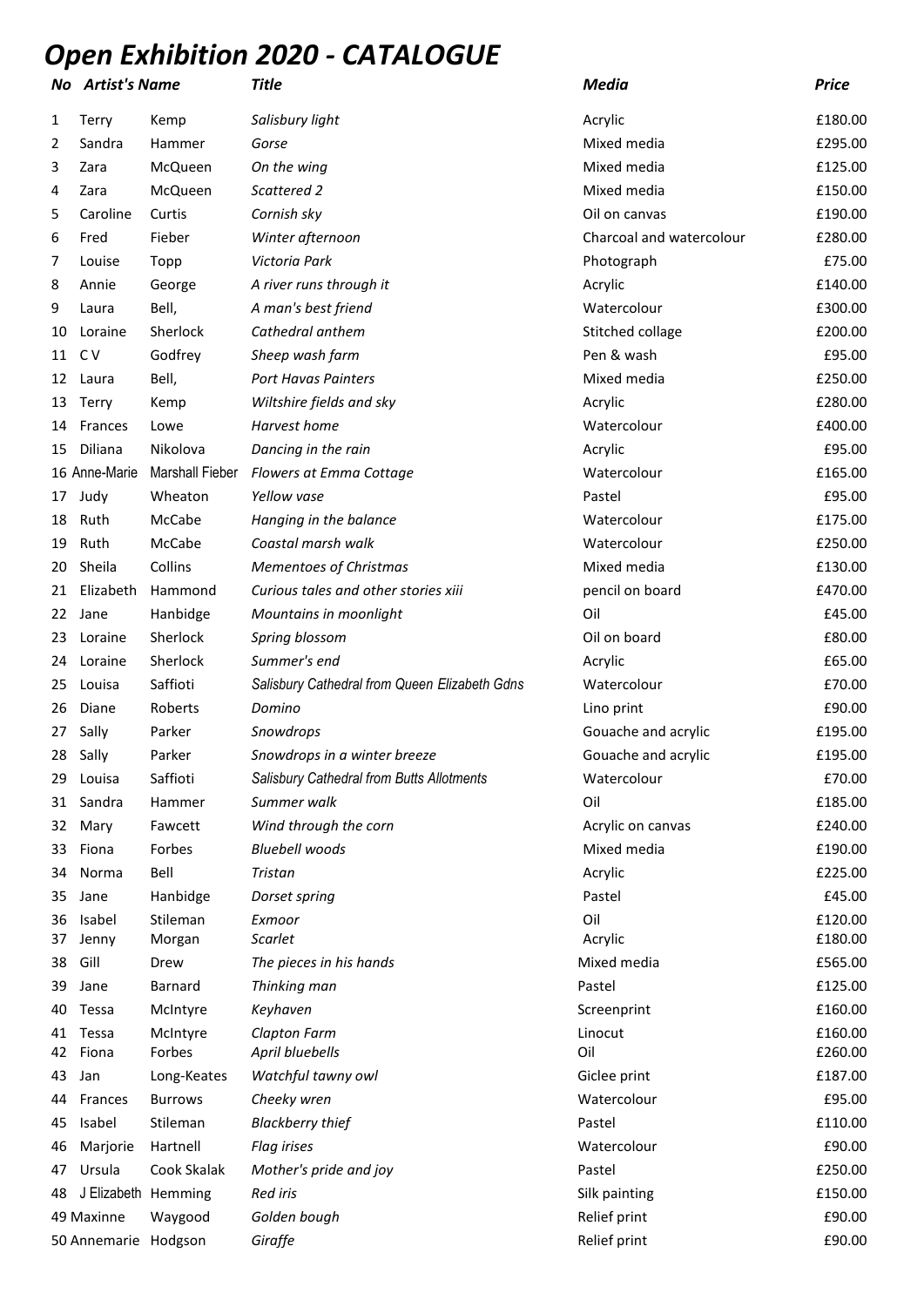# *Open Exhibition 2020 - CATALOGUE*

| No | Artist's Name | | Title | Media | Price |
|---|---|---|---|---|---|
| 1 | Terry | Kemp | *Salisbury light* | Acrylic | £180.00 |
| 2 | Sandra | Hammer | *Gorse* | Mixed media | £295.00 |
| 3 | Zara | McQueen | *On the wing* | Mixed media | £125.00 |
| 4 | Zara | McQueen | *Scattered 2* | Mixed media | £150.00 |
| 5 | Caroline | Curtis | *Cornish sky* | Oil on canvas | £190.00 |
| 6 | Fred | Fieber | *Winter afternoon* | Charcoal and watercolour | £280.00 |
| 7 | Louise | Topp | *Victoria Park* | Photograph | £75.00 |
| 8 | Annie | George | *A river runs through it* | Acrylic | £140.00 |
| 9 | Laura | Bell, | *A man's best friend* | Watercolour | £300.00 |
| 10 | Loraine | Sherlock | *Cathedral anthem* | Stitched collage | £200.00 |
| 11 | C V | Godfrey | *Sheep wash farm* | Pen & wash | £95.00 |
| 12 | Laura | Bell, | *Port Havas Painters* | Mixed media | £250.00 |
| 13 | Terry | Kemp | *Wiltshire fields and sky* | Acrylic | £280.00 |
| 14 | Frances | Lowe | *Harvest home* | Watercolour | £400.00 |
| 15 | Diliana | Nikolova | *Dancing in the rain* | Acrylic | £95.00 |
| 16 | Anne-Marie | Marshall Fieber | *Flowers at Emma Cottage* | Watercolour | £165.00 |
| 17 | Judy | Wheaton | *Yellow vase* | Pastel | £95.00 |
| 18 | Ruth | McCabe | *Hanging in the balance* | Watercolour | £175.00 |
| 19 | Ruth | McCabe | *Coastal marsh walk* | Watercolour | £250.00 |
| 20 | Sheila | Collins | *Mementoes of Christmas* | Mixed media | £130.00 |
| 21 | Elizabeth | Hammond | *Curious tales and other stories xiii* | pencil on board | £470.00 |
| 22 | Jane | Hanbidge | *Mountains in moonlight* | Oil | £45.00 |
| 23 | Loraine | Sherlock | *Spring blossom* | Oil on board | £80.00 |
| 24 | Loraine | Sherlock | *Summer's end* | Acrylic | £65.00 |
| 25 | Louisa | Saffioti | *Salisbury Cathedral from Queen Elizabeth Gdns* | Watercolour | £70.00 |
| 26 | Diane | Roberts | *Domino* | Lino print | £90.00 |
| 27 | Sally | Parker | *Snowdrops* | Gouache and acrylic | £195.00 |
| 28 | Sally | Parker | *Snowdrops in a winter breeze* | Gouache and acrylic | £195.00 |
| 29 | Louisa | Saffioti | *Salisbury Cathedral from Butts Allotments* | Watercolour | £70.00 |
| 31 | Sandra | Hammer | *Summer walk* | Oil | £185.00 |
| 32 | Mary | Fawcett | *Wind through the corn* | Acrylic on canvas | £240.00 |
| 33 | Fiona | Forbes | *Bluebell woods* | Mixed media | £190.00 |
| 34 | Norma | Bell | *Tristan* | Acrylic | £225.00 |
| 35 | Jane | Hanbidge | *Dorset spring* | Pastel | £45.00 |
| 36 | Isabel | Stileman | *Exmoor* | Oil | £120.00 |
| 37 | Jenny | Morgan | *Scarlet* | Acrylic | £180.00 |
| 38 | Gill | Drew | *The pieces in his hands* | Mixed media | £565.00 |
| 39 | Jane | Barnard | *Thinking man* | Pastel | £125.00 |
| 40 | Tessa | McIntyre | *Keyhaven* | Screenprint | £160.00 |
| 41 | Tessa | McIntyre | *Clapton Farm* | Linocut | £160.00 |
| 42 | Fiona | Forbes | *April bluebells* | Oil | £260.00 |
| 43 | Jan | Long-Keates | *Watchful tawny owl* | Giclee print | £187.00 |
| 44 | Frances | Burrows | *Cheeky wren* | Watercolour | £95.00 |
| 45 | Isabel | Stileman | *Blackberry thief* | Pastel | £110.00 |
| 46 | Marjorie | Hartnell | *Flag irises* | Watercolour | £90.00 |
| 47 | Ursula | Cook Skalak | *Mother's pride and joy* | Pastel | £250.00 |
| 48 | J Elizabeth | Hemming | *Red iris* | Silk painting | £150.00 |
| 49 | Maxinne | Waygood | *Golden bough* | Relief print | £90.00 |
| 50 | Annemarie | Hodgson | *Giraffe* | Relief print | £90.00 |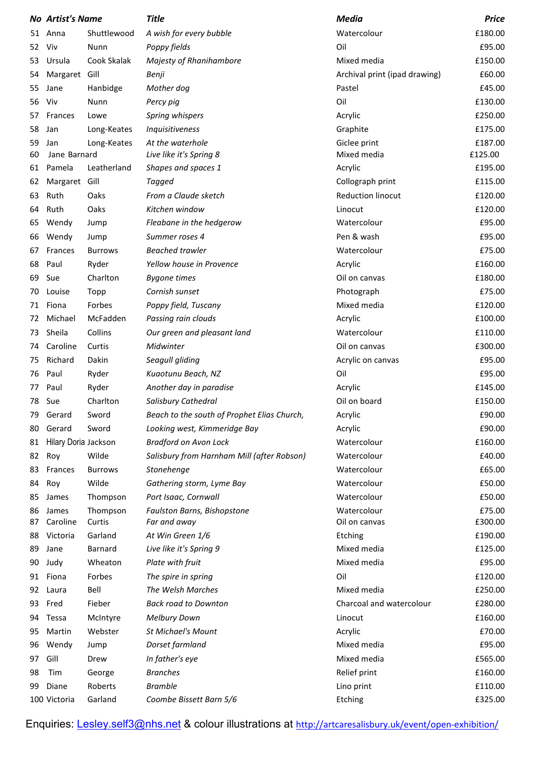| *No* | *Artist's Name* | | *Title* | *Media* | *Price* |
|---|---|---|---|---|---|
| 51 | Anna | Shuttlewood | *A wish for every bubble* | Watercolour | £180.00 |
| 52 | Viv | Nunn | *Poppy fields* | Oil | £95.00 |
| 53 | Ursula | Cook Skalak | *Majesty of Rhanihambore* | Mixed media | £150.00 |
| 54 | Margaret | Gill | *Benji* | Archival print (ipad drawing) | £60.00 |
| 55 | Jane | Hanbidge | *Mother dog* | Pastel | £45.00 |
| 56 | Viv | Nunn | *Percy pig* | Oil | £130.00 |
| 57 | Frances | Lowe | *Spring whispers* | Acrylic | £250.00 |
| 58 | Jan | Long-Keates | *Inquisitiveness* | Graphite | £175.00 |
| 59 | Jan | Long-Keates | *At the waterhole* | Giclee print | £187.00 |
| 60 | Jane Barnard | | *Live like it's Spring 8* | Mixed media | £125.00 |
| 61 | Pamela | Leatherland | *Shapes and spaces 1* | Acrylic | £195.00 |
| 62 | Margaret | Gill | *Tagged* | Collograph print | £115.00 |
| 63 | Ruth | Oaks | *From a Claude sketch* | Reduction linocut | £120.00 |
| 64 | Ruth | Oaks | *Kitchen window* | Linocut | £120.00 |
| 65 | Wendy | Jump | *Fleabane in the hedgerow* | Watercolour | £95.00 |
| 66 | Wendy | Jump | *Summer roses 4* | Pen & wash | £95.00 |
| 67 | Frances | Burrows | *Beached trawler* | Watercolour | £75.00 |
| 68 | Paul | Ryder | *Yellow house in Provence* | Acrylic | £160.00 |
| 69 | Sue | Charlton | *Bygone times* | Oil on canvas | £180.00 |
| 70 | Louise | Topp | *Cornish sunset* | Photograph | £75.00 |
| 71 | Fiona | Forbes | *Poppy field, Tuscany* | Mixed media | £120.00 |
| 72 | Michael | McFadden | *Passing rain clouds* | Acrylic | £100.00 |
| 73 | Sheila | Collins | *Our green and pleasant land* | Watercolour | £110.00 |
| 74 | Caroline | Curtis | *Midwinter* | Oil on canvas | £300.00 |
| 75 | Richard | Dakin | *Seagull gliding* | Acrylic on canvas | £95.00 |
| 76 | Paul | Ryder | *Kuaotunu Beach, NZ* | Oil | £95.00 |
| 77 | Paul | Ryder | *Another day in paradise* | Acrylic | £145.00 |
| 78 | Sue | Charlton | *Salisbury Cathedral* | Oil on board | £150.00 |
| 79 | Gerard | Sword | *Beach to the south of Prophet Elias Church,* | Acrylic | £90.00 |
| 80 | Gerard | Sword | *Looking west, Kimmeridge Bay* | Acrylic | £90.00 |
| 81 | Hilary Doria | Jackson | *Bradford on Avon Lock* | Watercolour | £160.00 |
| 82 | Roy | Wilde | *Salisbury from Harnham Mill (after Robson)* | Watercolour | £40.00 |
| 83 | Frances | Burrows | *Stonehenge* | Watercolour | £65.00 |
| 84 | Roy | Wilde | *Gathering storm, Lyme Bay* | Watercolour | £50.00 |
| 85 | James | Thompson | *Port Isaac, Cornwall* | Watercolour | £50.00 |
| 86 | James | Thompson | *Faulston Barns, Bishopstone* | Watercolour | £75.00 |
| 87 | Caroline | Curtis | *Far and away* | Oil on canvas | £300.00 |
| 88 | Victoria | Garland | *At Win Green 1/6* | Etching | £190.00 |
| 89 | Jane | Barnard | *Live like it's Spring 9* | Mixed media | £125.00 |
| 90 | Judy | Wheaton | *Plate with fruit* | Mixed media | £95.00 |
| 91 | Fiona | Forbes | *The spire in spring* | Oil | £120.00 |
| 92 | Laura | Bell | *The Welsh Marches* | Mixed media | £250.00 |
| 93 | Fred | Fieber | *Back road to Downton* | Charcoal and watercolour | £280.00 |
| 94 | Tessa | McIntyre | *Melbury Down* | Linocut | £160.00 |
| 95 | Martin | Webster | *St Michael's Mount* | Acrylic | £70.00 |
| 96 | Wendy | Jump | *Dorset farmland* | Mixed media | £95.00 |
| 97 | Gill | Drew | *In father's eye* | Mixed media | £565.00 |
| 98 | Tim | George | *Branches* | Relief print | £160.00 |
| 99 | Diane | Roberts | *Bramble* | Lino print | £110.00 |
| 100 | Victoria | Garland | *Coombe Bissett Barn 5/6* | Etching | £325.00 |

Enquiries: Lesley.self3@nhs.net & colour illustrations at http://artcaresalisbury.uk/event/open-exhibition/